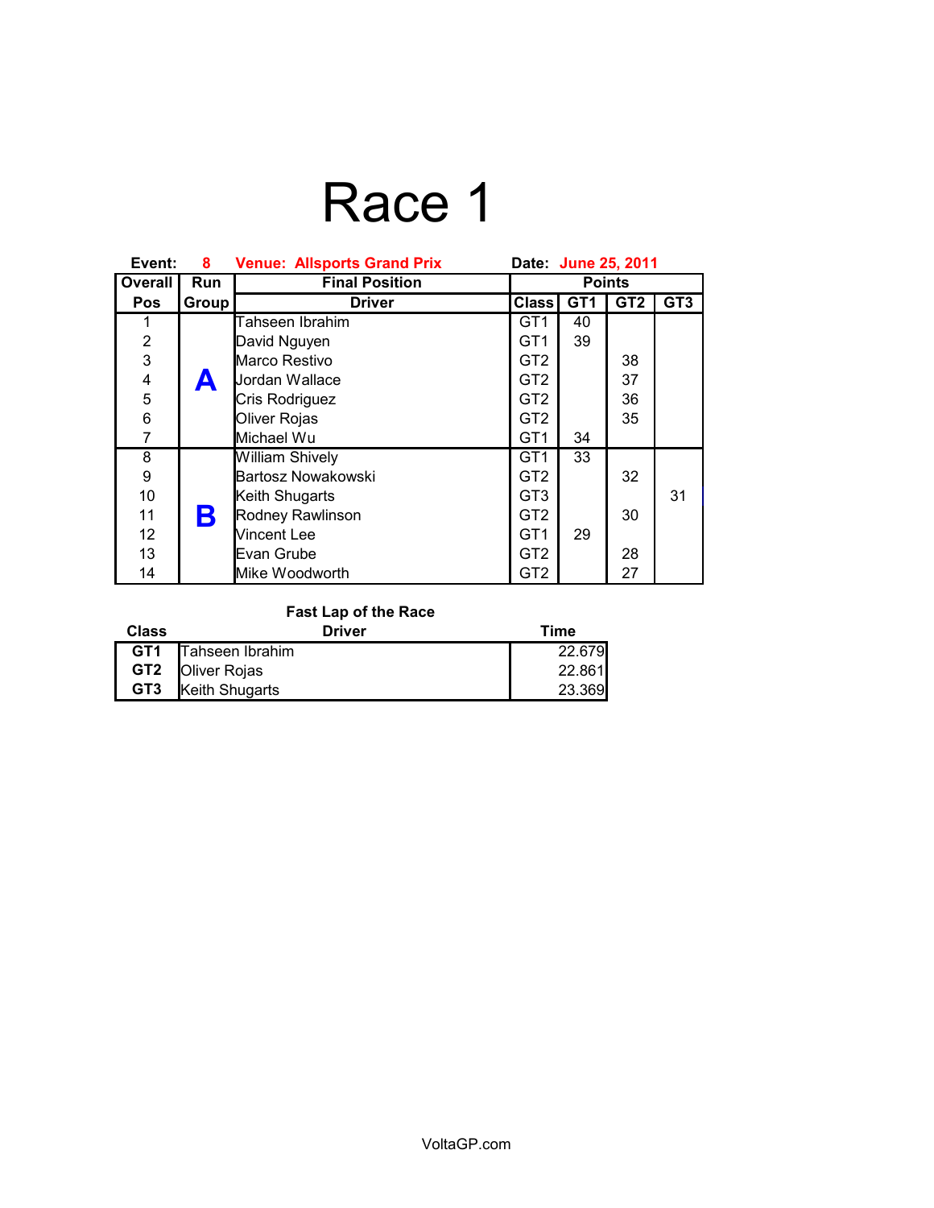# Race 1

**Event:** 8 **Venue: Allsports Grand Prix** **Date:** June 25, 2011

| Overall Pos | Run Group | Final Position Driver | Class | Points GT1 | Points GT2 | Points GT3 |
|---|---|---|---|---|---|---|
| 1 | A | Tahseen Ibrahim | GT1 | 40 | | |
| 2 | | David Nguyen | GT1 | 39 | | |
| 3 | | Marco Restivo | GT2 | | 38 | |
| 4 | | Jordan Wallace | GT2 | | 37 | |
| 5 | | Cris Rodriguez | GT2 | | 36 | |
| 6 | | Oliver Rojas | GT2 | | 35 | |
| 7 | | Michael Wu | GT1 | 34 | | |
| 8 | B | William Shively | GT1 | 33 | | |
| 9 | | Bartosz Nowakowski | GT2 | | 32 | |
| 10 | | Keith Shugarts | GT3 | | | 31 |
| 11 | | Rodney Rawlinson | GT2 | | 30 | |
| 12 | | Vincent Lee | GT1 | 29 | | |
| 13 | | Evan Grube | GT2 | | 28 | |
| 14 | | Mike Woodworth | GT2 | | 27 | |

**Fast Lap of the Race**

| Class | Driver | Time |
|---|---|---|
| GT1 | Tahseen Ibrahim | 22.679 |
| GT2 | Oliver Rojas | 22.861 |
| GT3 | Keith Shugarts | 23.369 |

VoltaGP.com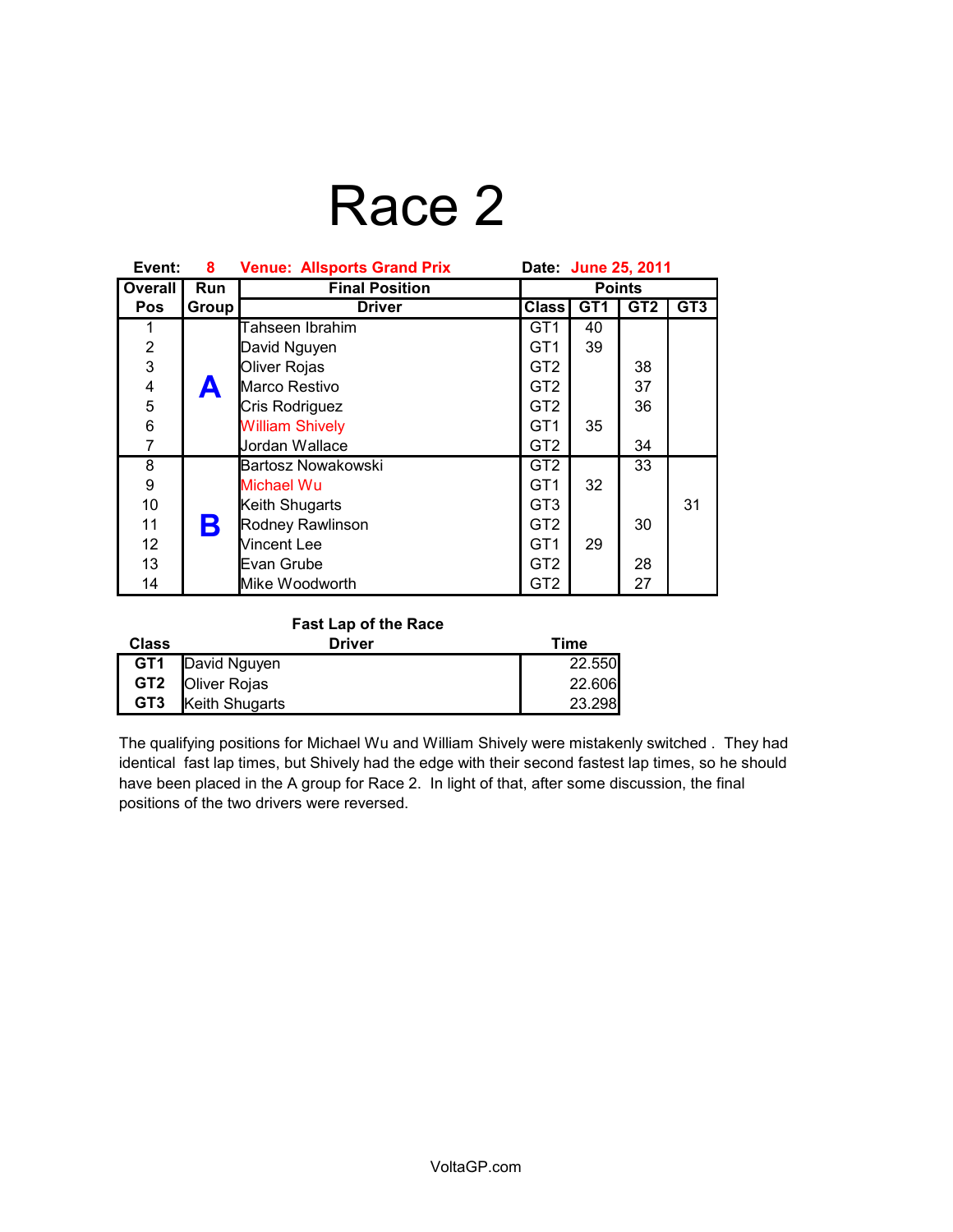# Race 2

**Event:** 8 **Venue: Allsports Grand Prix** **Date:** June 25, 2011

| Overall Pos | Run Group | Final Position Driver | Class | Points GT1 | Points GT2 | Points GT3 |
|---|---|---|---|---|---|---|
| 1 | A | Tahseen Ibrahim | GT1 | 40 | | |
| 2 | | David Nguyen | GT1 | 39 | | |
| 3 | | Oliver Rojas | GT2 | | 38 | |
| 4 | | Marco Restivo | GT2 | | 37 | |
| 5 | | Cris Rodriguez | GT2 | | 36 | |
| 6 | | William Shively | GT1 | 35 | | |
| 7 | | Jordan Wallace | GT2 | | 34 | |
| 8 | B | Bartosz Nowakowski | GT2 | | 33 | |
| 9 | | Michael Wu | GT1 | 32 | | |
| 10 | | Keith Shugarts | GT3 | | | 31 |
| 11 | | Rodney Rawlinson | GT2 | | 30 | |
| 12 | | Vincent Lee | GT1 | 29 | | |
| 13 | | Evan Grube | GT2 | | 28 | |
| 14 | | Mike Woodworth | GT2 | | 27 | |

**Fast Lap of the Race**

| Class | Driver | Time |
|---|---|---|
| **GT1** | David Nguyen | 22.550 |
| **GT2** | Oliver Rojas | 22.606 |
| **GT3** | Keith Shugarts | 23.298 |

The qualifying positions for Michael Wu and William Shively were mistakenly switched . They had identical fast lap times, but Shively had the edge with their second fastest lap times, so he should have been placed in the A group for Race 2. In light of that, after some discussion, the final positions of the two drivers were reversed.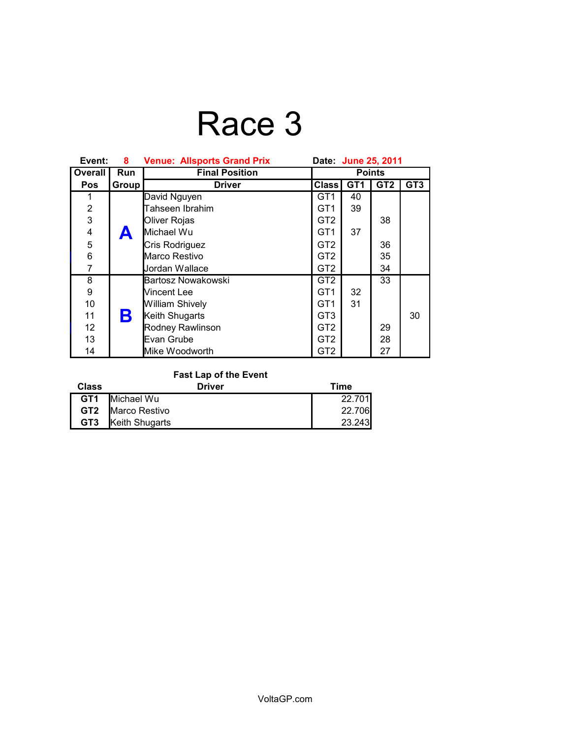# Race 3

**Event:** 8 **Venue: Allsports Grand Prix** **Date: June 25, 2011**

| Overall Pos | Run Group | Final Position Driver | Class | Points GT1 | Points GT2 | Points GT3 |
|---|---|---|---|---|---|---|
| 1 | A | David Nguyen | GT1 | 40 | | |
| 2 | | Tahseen Ibrahim | GT1 | 39 | | |
| 3 | | Oliver Rojas | GT2 | | 38 | |
| 4 | | Michael Wu | GT1 | 37 | | |
| 5 | | Cris Rodriguez | GT2 | | 36 | |
| 6 | | Marco Restivo | GT2 | | 35 | |
| 7 | | Jordan Wallace | GT2 | | 34 | |
| 8 | B | Bartosz Nowakowski | GT2 | | 33 | |
| 9 | | Vincent Lee | GT1 | 32 | | |
| 10 | | William Shively | GT1 | 31 | | |
| 11 | | Keith Shugarts | GT3 | | | 30 |
| 12 | | Rodney Rawlinson | GT2 | | 29 | |
| 13 | | Evan Grube | GT2 | | 28 | |
| 14 | | Mike Woodworth | GT2 | | 27 | |

**Fast Lap of the Event**

| Class | Driver | Time |
|---|---|---|
| GT1 | Michael Wu | 22.701 |
| GT2 | Marco Restivo | 22.706 |
| GT3 | Keith Shugarts | 23.243 |

VoltaGP.com